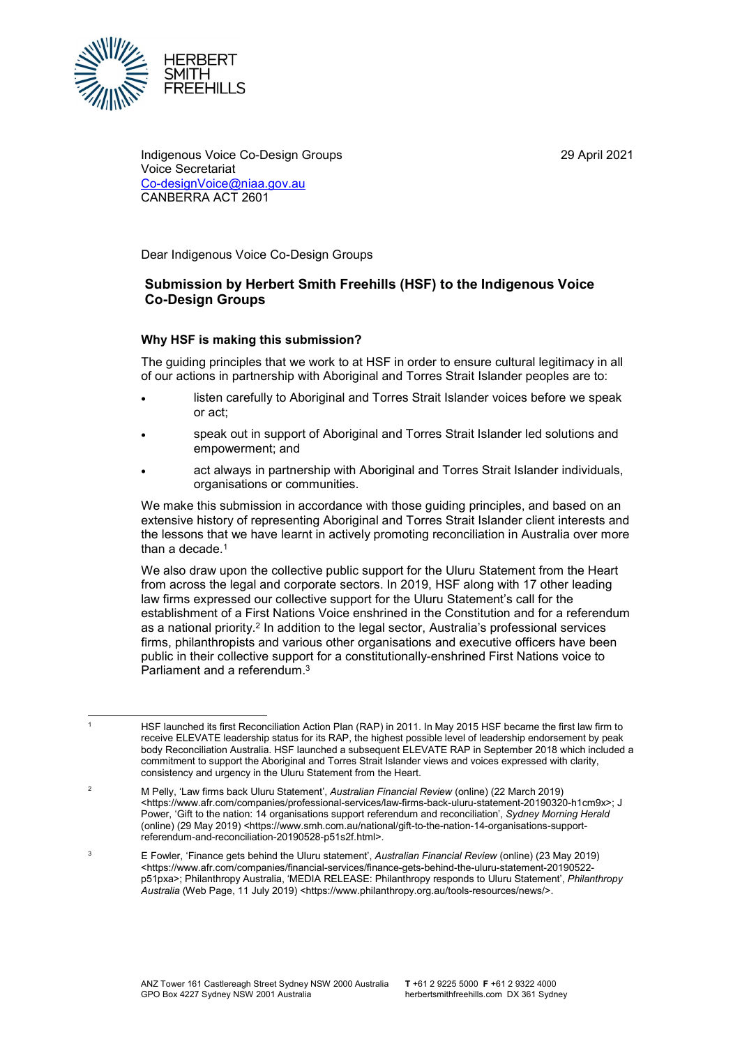HERBERT SMITH FREEHILLS

Indigenous Voice Co-Design Groups
Voice Secretariat
Co-designVoice@niaa.gov.au
CANBERRA ACT 2601

29 April 2021

Dear Indigenous Voice Co-Design Groups

## Submission by Herbert Smith Freehills (HSF) to the Indigenous Voice Co-Design Groups

### Why HSF is making this submission?

The guiding principles that we work to at HSF in order to ensure cultural legitimacy in all of our actions in partnership with Aboriginal and Torres Strait Islander peoples are to:

- listen carefully to Aboriginal and Torres Strait Islander voices before we speak or act;
- speak out in support of Aboriginal and Torres Strait Islander led solutions and empowerment; and
- act always in partnership with Aboriginal and Torres Strait Islander individuals, organisations or communities.

We make this submission in accordance with those guiding principles, and based on an extensive history of representing Aboriginal and Torres Strait Islander client interests and the lessons that we have learnt in actively promoting reconciliation in Australia over more than a decade.[1]

We also draw upon the collective public support for the Uluru Statement from the Heart from across the legal and corporate sectors. In 2019, HSF along with 17 other leading law firms expressed our collective support for the Uluru Statement's call for the establishment of a First Nations Voice enshrined in the Constitution and for a referendum as a national priority.[2] In addition to the legal sector, Australia's professional services firms, philanthropists and various other organisations and executive officers have been public in their collective support for a constitutionally-enshrined First Nations voice to Parliament and a referendum.[3]

---

[1] HSF launched its first Reconciliation Action Plan (RAP) in 2011. In May 2015 HSF became the first law firm to receive ELEVATE leadership status for its RAP, the highest possible level of leadership endorsement by peak body Reconciliation Australia. HSF launched a subsequent ELEVATE RAP in September 2018 which included a commitment to support the Aboriginal and Torres Strait Islander views and voices expressed with clarity, consistency and urgency in the Uluru Statement from the Heart.

[2] M Pelly, 'Law firms back Uluru Statement', *Australian Financial Review* (online) (22 March 2019) <https://www.afr.com/companies/professional-services/law-firms-back-uluru-statement-20190320-h1cm9x>; J Power, 'Gift to the nation: 14 organisations support referendum and reconciliation', *Sydney Morning Herald* (online) (29 May 2019) <https://www.smh.com.au/national/gift-to-the-nation-14-organisations-support-referendum-and-reconciliation-20190528-p51s2f.html>.

[3] E Fowler, 'Finance gets behind the Uluru statement', *Australian Financial Review* (online) (23 May 2019) <https://www.afr.com/companies/financial-services/finance-gets-behind-the-uluru-statement-20190522-p51pxa>; Philanthropy Australia, 'MEDIA RELEASE: Philanthropy responds to Uluru Statement', *Philanthropy Australia* (Web Page, 11 July 2019) <https://www.philanthropy.org.au/tools-resources/news/>.

ANZ Tower 161 Castlereagh Street Sydney NSW 2000 Australia
GPO Box 4227 Sydney NSW 2001 Australia

**T** +61 2 9225 5000 **F** +61 2 9322 4000
herbertsmithfreehills.com DX 361 Sydney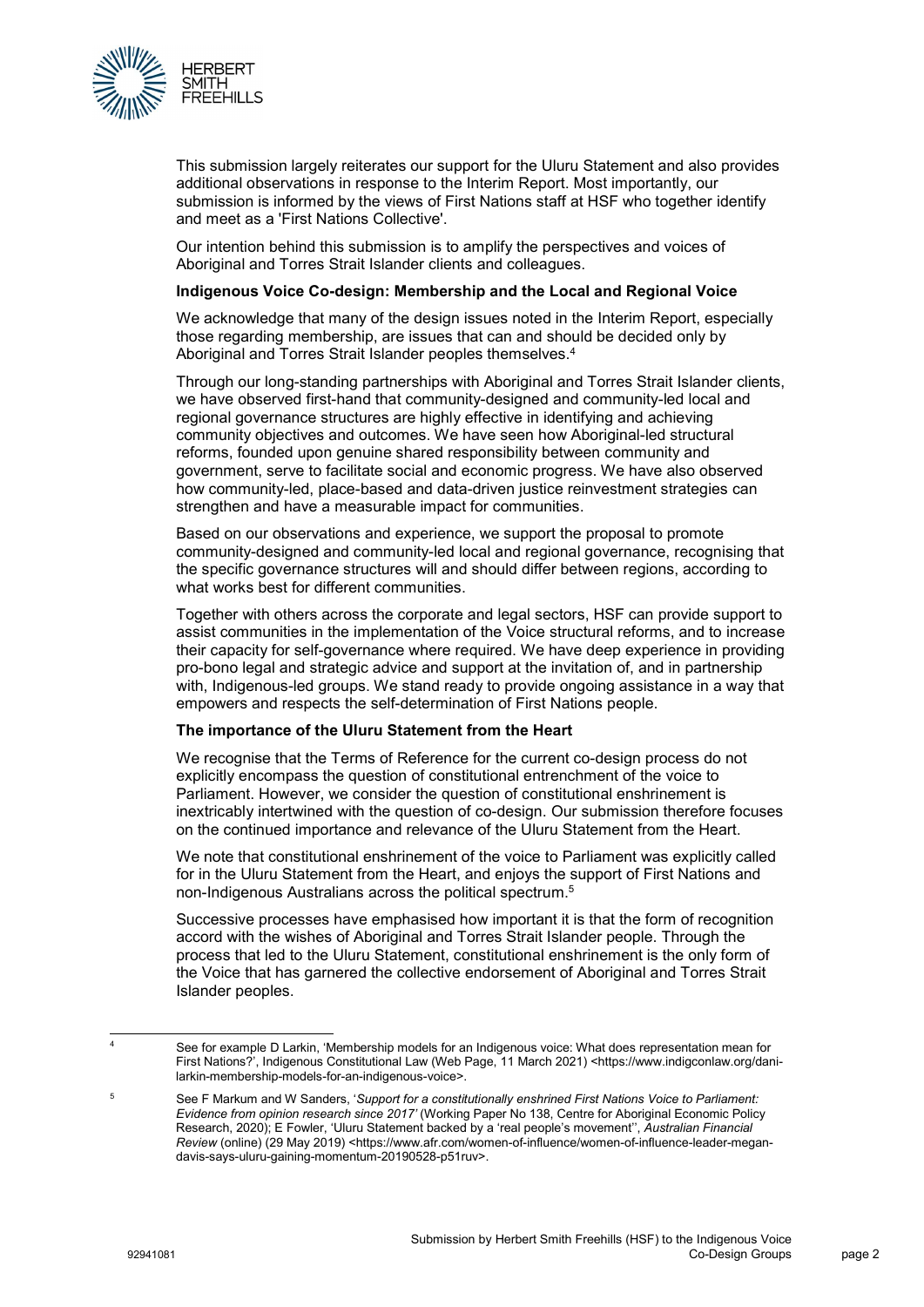This submission largely reiterates our support for the Uluru Statement and also provides additional observations in response to the Interim Report. Most importantly, our submission is informed by the views of First Nations staff at HSF who together identify and meet as a 'First Nations Collective'.

Our intention behind this submission is to amplify the perspectives and voices of Aboriginal and Torres Strait Islander clients and colleagues.

**Indigenous Voice Co-design: Membership and the Local and Regional Voice**

We acknowledge that many of the design issues noted in the Interim Report, especially those regarding membership, are issues that can and should be decided only by Aboriginal and Torres Strait Islander peoples themselves.[4]

Through our long-standing partnerships with Aboriginal and Torres Strait Islander clients, we have observed first-hand that community-designed and community-led local and regional governance structures are highly effective in identifying and achieving community objectives and outcomes. We have seen how Aboriginal-led structural reforms, founded upon genuine shared responsibility between community and government, serve to facilitate social and economic progress. We have also observed how community-led, place-based and data-driven justice reinvestment strategies can strengthen and have a measurable impact for communities.

Based on our observations and experience, we support the proposal to promote community-designed and community-led local and regional governance, recognising that the specific governance structures will and should differ between regions, according to what works best for different communities.

Together with others across the corporate and legal sectors, HSF can provide support to assist communities in the implementation of the Voice structural reforms, and to increase their capacity for self-governance where required. We have deep experience in providing pro-bono legal and strategic advice and support at the invitation of, and in partnership with, Indigenous-led groups. We stand ready to provide ongoing assistance in a way that empowers and respects the self-determination of First Nations people.

**The importance of the Uluru Statement from the Heart**

We recognise that the Terms of Reference for the current co-design process do not explicitly encompass the question of constitutional entrenchment of the voice to Parliament. However, we consider the question of constitutional enshrinement is inextricably intertwined with the question of co-design. Our submission therefore focuses on the continued importance and relevance of the Uluru Statement from the Heart.

We note that constitutional enshrinement of the voice to Parliament was explicitly called for in the Uluru Statement from the Heart, and enjoys the support of First Nations and non-Indigenous Australians across the political spectrum.[5]

Successive processes have emphasised how important it is that the form of recognition accord with the wishes of Aboriginal and Torres Strait Islander people. Through the process that led to the Uluru Statement, constitutional enshrinement is the only form of the Voice that has garnered the collective endorsement of Aboriginal and Torres Strait Islander peoples.

---

[4] See for example D Larkin, 'Membership models for an Indigenous voice: What does representation mean for First Nations?', Indigenous Constitutional Law (Web Page, 11 March 2021) <https://www.indigconlaw.org/dani-larkin-membership-models-for-an-indigenous-voice>.

[5] See F Markum and W Sanders, '*Support for a constitutionally enshrined First Nations Voice to Parliament: Evidence from opinion research since 2017*' (Working Paper No 138, Centre for Aboriginal Economic Policy Research, 2020); E Fowler, 'Uluru Statement backed by a 'real people's movement'', *Australian Financial Review* (online) (29 May 2019) <https://www.afr.com/women-of-influence/women-of-influence-leader-megan-davis-says-uluru-gaining-momentum-20190528-p51ruv>.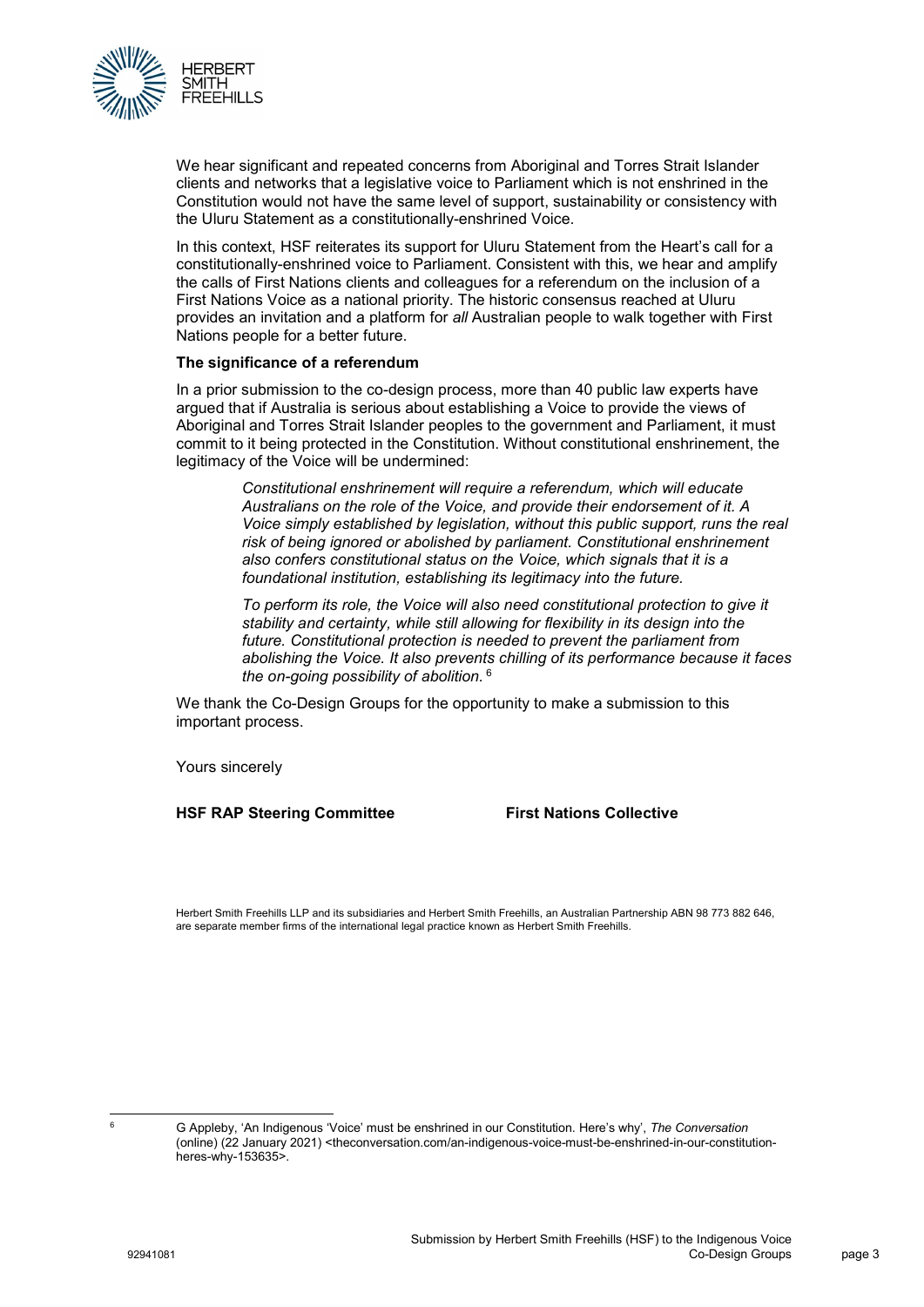We hear significant and repeated concerns from Aboriginal and Torres Strait Islander clients and networks that a legislative voice to Parliament which is not enshrined in the Constitution would not have the same level of support, sustainability or consistency with the Uluru Statement as a constitutionally-enshrined Voice.

In this context, HSF reiterates its support for Uluru Statement from the Heart's call for a constitutionally-enshrined voice to Parliament. Consistent with this, we hear and amplify the calls of First Nations clients and colleagues for a referendum on the inclusion of a First Nations Voice as a national priority. The historic consensus reached at Uluru provides an invitation and a platform for *all* Australian people to walk together with First Nations people for a better future.

**The significance of a referendum**

In a prior submission to the co-design process, more than 40 public law experts have argued that if Australia is serious about establishing a Voice to provide the views of Aboriginal and Torres Strait Islander peoples to the government and Parliament, it must commit to it being protected in the Constitution. Without constitutional enshrinement, the legitimacy of the Voice will be undermined:

> *Constitutional enshrinement will require a referendum, which will educate Australians on the role of the Voice, and provide their endorsement of it. A Voice simply established by legislation, without this public support, runs the real risk of being ignored or abolished by parliament. Constitutional enshrinement also confers constitutional status on the Voice, which signals that it is a foundational institution, establishing its legitimacy into the future.*
>
> *To perform its role, the Voice will also need constitutional protection to give it stability and certainty, while still allowing for flexibility in its design into the future. Constitutional protection is needed to prevent the parliament from abolishing the Voice. It also prevents chilling of its performance because it faces the on-going possibility of abolition.* [6]

We thank the Co-Design Groups for the opportunity to make a submission to this important process.

Yours sincerely

**HSF RAP Steering Committee** **First Nations Collective**

Herbert Smith Freehills LLP and its subsidiaries and Herbert Smith Freehills, an Australian Partnership ABN 98 773 882 646, are separate member firms of the international legal practice known as Herbert Smith Freehills.

---

[6] G Appleby, 'An Indigenous 'Voice' must be enshrined in our Constitution. Here's why', *The Conversation* (online) (22 January 2021) <theconversation.com/an-indigenous-voice-must-be-enshrined-in-our-constitution-heres-why-153635>.